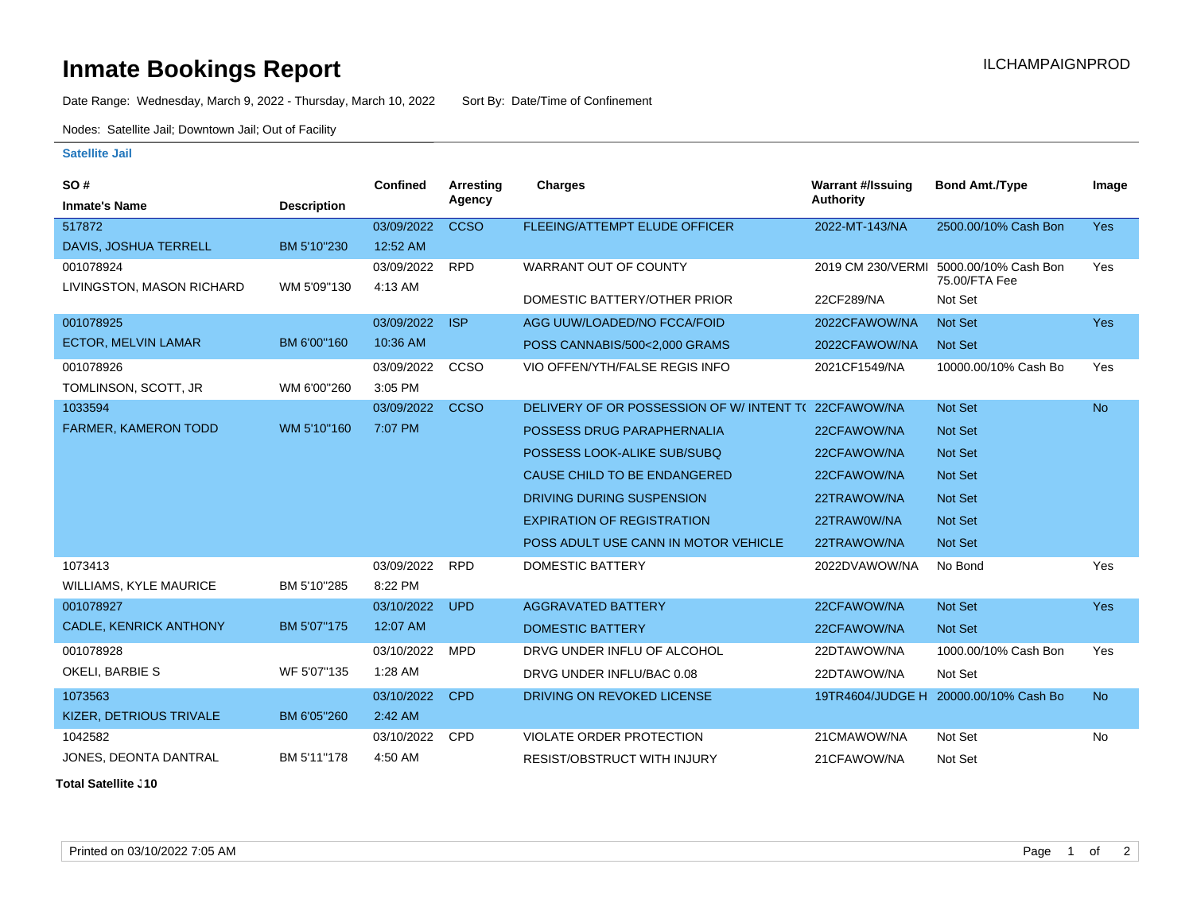# Inmate Bookings Report

ILCHAMPAIGNPROD

Date Range: Wednesday, March 9, 2022 - Thursday, March 10, 2022     Sort By: Date/Time of Confinement

Nodes: Satellite Jail; Downtown Jail; Out of Facility

## Satellite Jail

| SO # / Inmate's Name | Description | Confined | Arresting Agency | Charges | Warrant #/Issuing Authority | Bond Amt./Type | Image |
|---|---|---|---|---|---|---|---|
| 517872 DAVIS, JOSHUA TERRELL | BM 5'10"230 | 03/09/2022 12:52 AM | CCSO | FLEEING/ATTEMPT ELUDE OFFICER | 2022-MT-143/NA | 2500.00/10% Cash Bon | Yes |
| 001078924 LIVINGSTON, MASON RICHARD | WM 5'09"130 | 03/09/2022 4:13 AM | RPD | WARRANT OUT OF COUNTY | 2019 CM 230/VERMI | 5000.00/10% Cash Bon 75.00/FTA Fee | Yes |
| | | | | DOMESTIC BATTERY/OTHER PRIOR | 22CF289/NA | Not Set | |
| 001078925 ECTOR, MELVIN LAMAR | BM 6'00"160 | 03/09/2022 10:36 AM | ISP | AGG UUW/LOADED/NO FCCA/FOID | 2022CFAWOW/NA | Not Set | Yes |
| | | | | POSS CANNABIS/500<2,000 GRAMS | 2022CFAWOW/NA | Not Set | |
| 001078926 TOMLINSON, SCOTT, JR | WM 6'00"260 | 03/09/2022 3:05 PM | CCSO | VIO OFFEN/YTH/FALSE REGIS INFO | 2021CF1549/NA | 10000.00/10% Cash Bo | Yes |
| 1033594 FARMER, KAMERON TODD | WM 5'10"160 | 03/09/2022 7:07 PM | CCSO | DELIVERY OF OR POSSESSION OF W/ INTENT TO | 22CFAWOW/NA | Not Set | No |
| | | | | POSSESS DRUG PARAPHERNALIA | 22CFAWOW/NA | Not Set | |
| | | | | POSSESS LOOK-ALIKE SUB/SUBQ | 22CFAWOW/NA | Not Set | |
| | | | | CAUSE CHILD TO BE ENDANGERED | 22CFAWOW/NA | Not Set | |
| | | | | DRIVING DURING SUSPENSION | 22TRAWOW/NA | Not Set | |
| | | | | EXPIRATION OF REGISTRATION | 22TRAW0W/NA | Not Set | |
| | | | | POSS ADULT USE CANN IN MOTOR VEHICLE | 22TRAWOW/NA | Not Set | |
| 1073413 WILLIAMS, KYLE MAURICE | BM 5'10"285 | 03/09/2022 8:22 PM | RPD | DOMESTIC BATTERY | 2022DVAWOW/NA | No Bond | Yes |
| 001078927 CADLE, KENRICK ANTHONY | BM 5'07"175 | 03/10/2022 12:07 AM | UPD | AGGRAVATED BATTERY | 22CFAWOW/NA | Not Set | Yes |
| | | | | DOMESTIC BATTERY | 22CFAWOW/NA | Not Set | |
| 001078928 OKELI, BARBIE S | WF 5'07"135 | 03/10/2022 1:28 AM | MPD | DRVG UNDER INFLU OF ALCOHOL | 22DTAWOW/NA | 1000.00/10% Cash Bon | Yes |
| | | | | DRVG UNDER INFLU/BAC 0.08 | 22DTAWOW/NA | Not Set | |
| 1073563 KIZER, DETRIOUS TRIVALE | BM 6'05"260 | 03/10/2022 2:42 AM | CPD | DRIVING ON REVOKED LICENSE | 19TR4604/JUDGE H | 20000.00/10% Cash Bo | No |
| 1042582 JONES, DEONTA DANTRAL | BM 5'11"178 | 03/10/2022 4:50 AM | CPD | VIOLATE ORDER PROTECTION | 21CMAWOW/NA | Not Set | No |
| | | | | RESIST/OBSTRUCT WITH INJURY | 21CFAWOW/NA | Not Set | |

**Total Satellite J10**

Printed on 03/10/2022 7:05 AM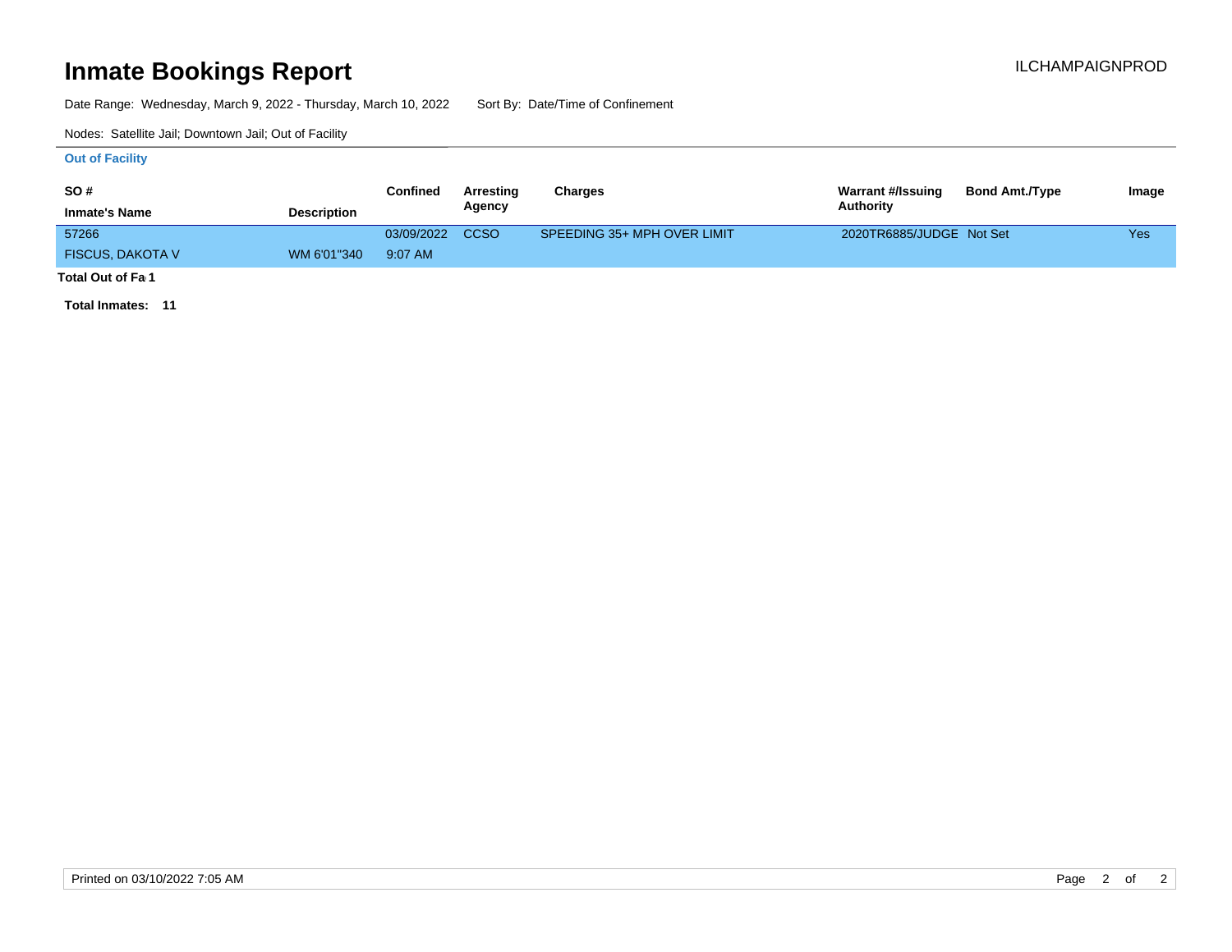# Inmate Bookings Report

ILCHAMPAIGNPROD

Date Range: Wednesday, March 9, 2022 - Thursday, March 10, 2022    Sort By: Date/Time of Confinement

Nodes: Satellite Jail; Downtown Jail; Out of Facility

**Out of Facility**

| SO # / Inmate's Name | Description | Confined | Arresting Agency | Charges | Warrant #/Issuing Authority | Bond Amt./Type | Image |
|---|---|---|---|---|---|---|---|
| 57266 FISCUS, DAKOTA V | WM 6'01"340 | 03/09/2022 9:07 AM | CCSO | SPEEDING 35+ MPH OVER LIMIT | 2020TR6885/JUDGE | Not Set | Yes |

**Total Out of Fa 1**

**Total Inmates: 11**

Printed on 03/10/2022 7:05 AM